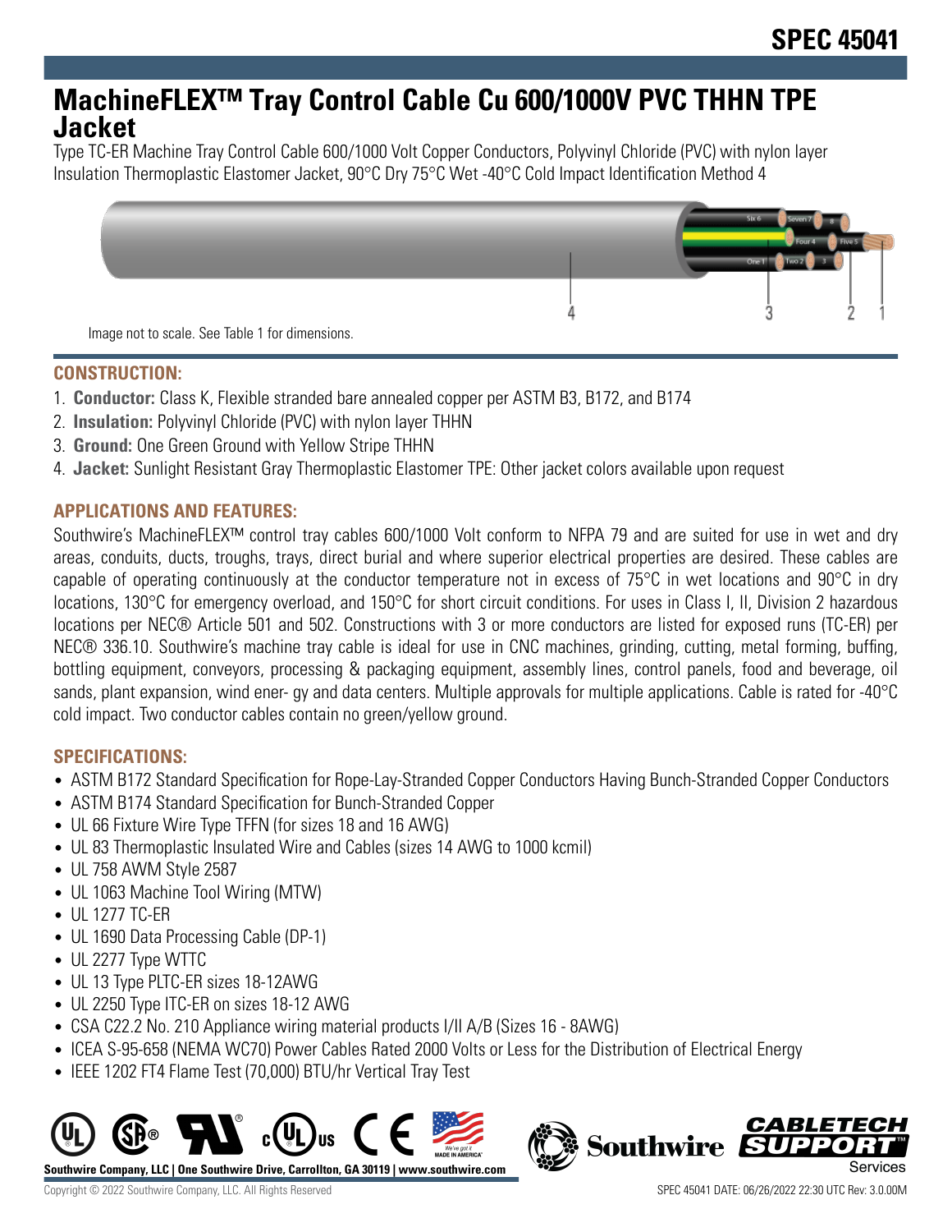SPEC 45041

# MachineFLEX™ Tray Control Cable Cu 600/1000V PVC THHN TPE Jacket

Type TC-ER Machine Tray Control Cable 600/1000 Volt Copper Conductors, Polyvinyl Chloride (PVC) with nylon layer Insulation Thermoplastic Elastomer Jacket, 90°C Dry 75°C Wet -40°C Cold Impact Identification Method 4

Image not to scale. See Table 1 for dimensions.

## CONSTRUCTION:

1. **Conductor:** Class K, Flexible stranded bare annealed copper per ASTM B3, B172, and B174
2. **Insulation:** Polyvinyl Chloride (PVC) with nylon layer THHN
3. **Ground:** One Green Ground with Yellow Stripe THHN
4. **Jacket:** Sunlight Resistant Gray Thermoplastic Elastomer TPE: Other jacket colors available upon request

## APPLICATIONS AND FEATURES:

Southwire's MachineFLEX™ control tray cables 600/1000 Volt conform to NFPA 79 and are suited for use in wet and dry areas, conduits, ducts, troughs, trays, direct burial and where superior electrical properties are desired. These cables are capable of operating continuously at the conductor temperature not in excess of 75°C in wet locations and 90°C in dry locations, 130°C for emergency overload, and 150°C for short circuit conditions. For uses in Class I, II, Division 2 hazardous locations per NEC® Article 501 and 502. Constructions with 3 or more conductors are listed for exposed runs (TC-ER) per NEC® 336.10. Southwire's machine tray cable is ideal for use in CNC machines, grinding, cutting, metal forming, buffing, bottling equipment, conveyors, processing & packaging equipment, assembly lines, control panels, food and beverage, oil sands, plant expansion, wind ener- gy and data centers. Multiple approvals for multiple applications. Cable is rated for -40°C cold impact. Two conductor cables contain no green/yellow ground.

## SPECIFICATIONS:

- ASTM B172 Standard Specification for Rope-Lay-Stranded Copper Conductors Having Bunch-Stranded Copper Conductors
- ASTM B174 Standard Specification for Bunch-Stranded Copper
- UL 66 Fixture Wire Type TFFN (for sizes 18 and 16 AWG)
- UL 83 Thermoplastic Insulated Wire and Cables (sizes 14 AWG to 1000 kcmil)
- UL 758 AWM Style 2587
- UL 1063 Machine Tool Wiring (MTW)
- UL 1277 TC-ER
- UL 1690 Data Processing Cable (DP-1)
- UL 2277 Type WTTC
- UL 13 Type PLTC-ER sizes 18-12AWG
- UL 2250 Type ITC-ER on sizes 18-12 AWG
- CSA C22.2 No. 210 Appliance wiring material products I/II A/B (Sizes 16 - 8AWG)
- ICEA S-95-658 (NEMA WC70) Power Cables Rated 2000 Volts or Less for the Distribution of Electrical Energy
- IEEE 1202 FT4 Flame Test (70,000) BTU/hr Vertical Tray Test

**Southwire Company, LLC | One Southwire Drive, Carrollton, GA 30119 | www.southwire.com**

Copyright © 2022 Southwire Company, LLC. All Rights Reserved

SPEC 45041 DATE: 06/26/2022 22:30 UTC Rev: 3.0.00M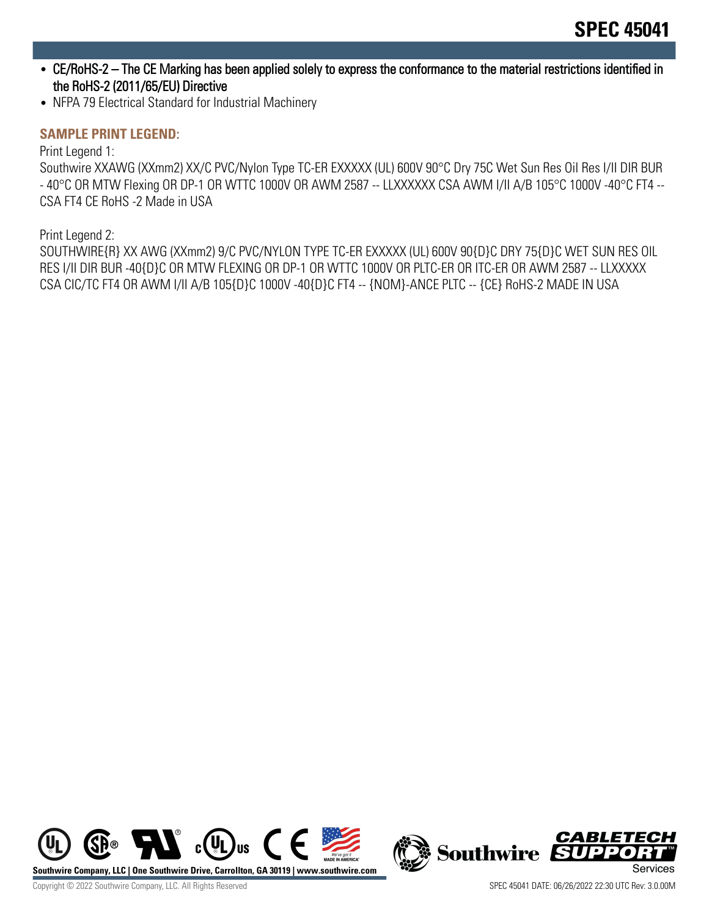- CE/RoHS-2 – The CE Marking has been applied solely to express the conformance to the material restrictions identified in the RoHS-2 (2011/65/EU) Directive
- NFPA 79 Electrical Standard for Industrial Machinery

## SAMPLE PRINT LEGEND:

Print Legend 1:
Southwire XXAWG (XXmm2) XX/C PVC/Nylon Type TC-ER EXXXXX (UL) 600V 90°C Dry 75C Wet Sun Res Oil Res I/II DIR BUR - 40°C OR MTW Flexing OR DP-1 OR WTTC 1000V OR AWM 2587 -- LLXXXXXX CSA AWM I/II A/B 105°C 1000V -40°C FT4 -- CSA FT4 CE RoHS -2 Made in USA

Print Legend 2:
SOUTHWIRE{R} XX AWG (XXmm2) 9/C PVC/NYLON TYPE TC-ER EXXXXX (UL) 600V 90{D}C DRY 75{D}C WET SUN RES OIL RES I/II DIR BUR -40{D}C OR MTW FLEXING OR DP-1 OR WTTC 1000V OR PLTC-ER OR ITC-ER OR AWM 2587 -- LLXXXXX CSA CIC/TC FT4 OR AWM I/II A/B 105{D}C 1000V -40{D}C FT4 -- {NOM}-ANCE PLTC -- {CE} RoHS-2 MADE IN USA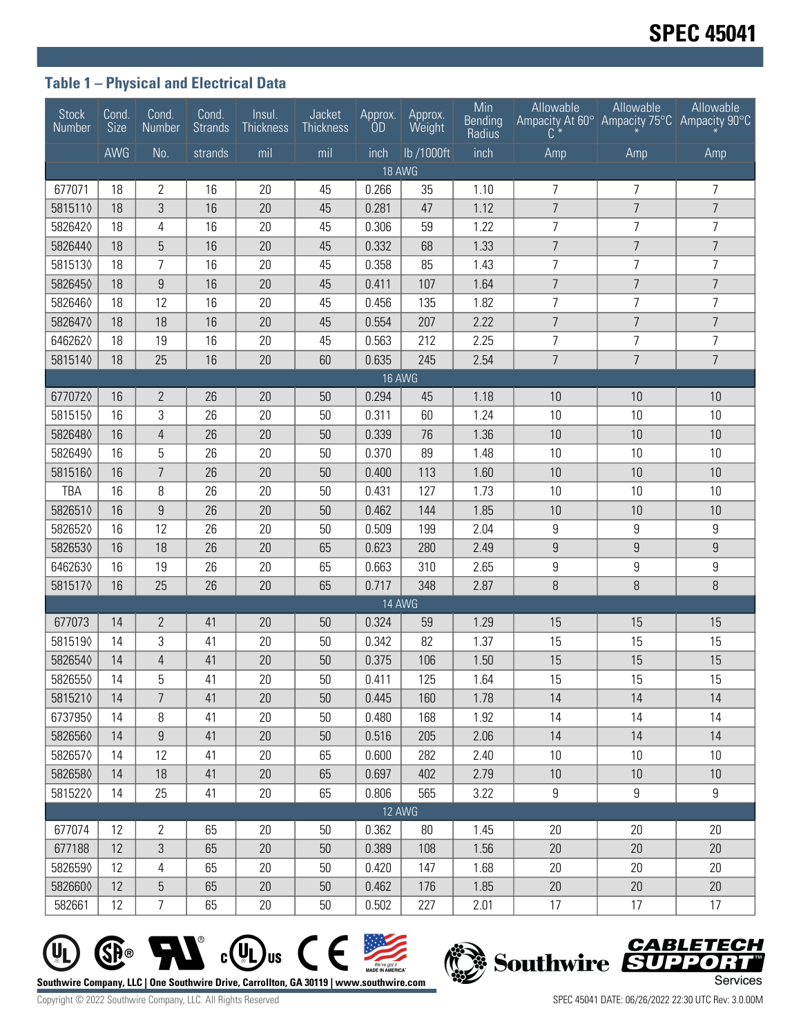### Table 1 – Physical and Electrical Data

| Stock Number | Cond. Size | Cond. Number | Cond. Strands | Insul. Thickness | Jacket Thickness | Approx. OD | Approx. Weight | Min Bending Radius | Allowable Ampacity At 60° C * | Allowable Ampacity 75°C * | Allowable Ampacity 90°C * |
|---|---|---|---|---|---|---|---|---|---|---|---|
| | AWG | No. | strands | mil | mil | inch | lb /1000ft | inch | Amp | Amp | Amp |
| 18 AWG | | | | | | | | | | | |
| 677071 | 18 | 2 | 16 | 20 | 45 | 0.266 | 35 | 1.10 | 7 | 7 | 7 |
| 581511◊ | 18 | 3 | 16 | 20 | 45 | 0.281 | 47 | 1.12 | 7 | 7 | 7 |
| 582642◊ | 18 | 4 | 16 | 20 | 45 | 0.306 | 59 | 1.22 | 7 | 7 | 7 |
| 582644◊ | 18 | 5 | 16 | 20 | 45 | 0.332 | 68 | 1.33 | 7 | 7 | 7 |
| 581513◊ | 18 | 7 | 16 | 20 | 45 | 0.358 | 85 | 1.43 | 7 | 7 | 7 |
| 582645◊ | 18 | 9 | 16 | 20 | 45 | 0.411 | 107 | 1.64 | 7 | 7 | 7 |
| 582646◊ | 18 | 12 | 16 | 20 | 45 | 0.456 | 135 | 1.82 | 7 | 7 | 7 |
| 582647◊ | 18 | 18 | 16 | 20 | 45 | 0.554 | 207 | 2.22 | 7 | 7 | 7 |
| 646262◊ | 18 | 19 | 16 | 20 | 45 | 0.563 | 212 | 2.25 | 7 | 7 | 7 |
| 581514◊ | 18 | 25 | 16 | 20 | 60 | 0.635 | 245 | 2.54 | 7 | 7 | 7 |
| 16 AWG | | | | | | | | | | | |
| 677072◊ | 16 | 2 | 26 | 20 | 50 | 0.294 | 45 | 1.18 | 10 | 10 | 10 |
| 581515◊ | 16 | 3 | 26 | 20 | 50 | 0.311 | 60 | 1.24 | 10 | 10 | 10 |
| 582648◊ | 16 | 4 | 26 | 20 | 50 | 0.339 | 76 | 1.36 | 10 | 10 | 10 |
| 582649◊ | 16 | 5 | 26 | 20 | 50 | 0.370 | 89 | 1.48 | 10 | 10 | 10 |
| 581516◊ | 16 | 7 | 26 | 20 | 50 | 0.400 | 113 | 1.60 | 10 | 10 | 10 |
| TBA | 16 | 8 | 26 | 20 | 50 | 0.431 | 127 | 1.73 | 10 | 10 | 10 |
| 582651◊ | 16 | 9 | 26 | 20 | 50 | 0.462 | 144 | 1.85 | 10 | 10 | 10 |
| 582652◊ | 16 | 12 | 26 | 20 | 50 | 0.509 | 199 | 2.04 | 9 | 9 | 9 |
| 582653◊ | 16 | 18 | 26 | 20 | 65 | 0.623 | 280 | 2.49 | 9 | 9 | 9 |
| 646263◊ | 16 | 19 | 26 | 20 | 65 | 0.663 | 310 | 2.65 | 9 | 9 | 9 |
| 581517◊ | 16 | 25 | 26 | 20 | 65 | 0.717 | 348 | 2.87 | 8 | 8 | 8 |
| 14 AWG | | | | | | | | | | | |
| 677073 | 14 | 2 | 41 | 20 | 50 | 0.324 | 59 | 1.29 | 15 | 15 | 15 |
| 581519◊ | 14 | 3 | 41 | 20 | 50 | 0.342 | 82 | 1.37 | 15 | 15 | 15 |
| 582654◊ | 14 | 4 | 41 | 20 | 50 | 0.375 | 106 | 1.50 | 15 | 15 | 15 |
| 582655◊ | 14 | 5 | 41 | 20 | 50 | 0.411 | 125 | 1.64 | 15 | 15 | 15 |
| 581521◊ | 14 | 7 | 41 | 20 | 50 | 0.445 | 160 | 1.78 | 14 | 14 | 14 |
| 673795◊ | 14 | 8 | 41 | 20 | 50 | 0.480 | 168 | 1.92 | 14 | 14 | 14 |
| 582656◊ | 14 | 9 | 41 | 20 | 50 | 0.516 | 205 | 2.06 | 14 | 14 | 14 |
| 582657◊ | 14 | 12 | 41 | 20 | 65 | 0.600 | 282 | 2.40 | 10 | 10 | 10 |
| 582658◊ | 14 | 18 | 41 | 20 | 65 | 0.697 | 402 | 2.79 | 10 | 10 | 10 |
| 581522◊ | 14 | 25 | 41 | 20 | 65 | 0.806 | 565 | 3.22 | 9 | 9 | 9 |
| 12 AWG | | | | | | | | | | | |
| 677074 | 12 | 2 | 65 | 20 | 50 | 0.362 | 80 | 1.45 | 20 | 20 | 20 |
| 677188 | 12 | 3 | 65 | 20 | 50 | 0.389 | 108 | 1.56 | 20 | 20 | 20 |
| 582659◊ | 12 | 4 | 65 | 20 | 50 | 0.420 | 147 | 1.68 | 20 | 20 | 20 |
| 582660◊ | 12 | 5 | 65 | 20 | 50 | 0.462 | 176 | 1.85 | 20 | 20 | 20 |
| 582661 | 12 | 7 | 65 | 20 | 50 | 0.502 | 227 | 2.01 | 17 | 17 | 17 |

Southwire Company, LLC | One Southwire Drive, Carrollton, GA 30119 | www.southwire.com

Copyright © 2022 Southwire Company, LLC. All Rights Reserved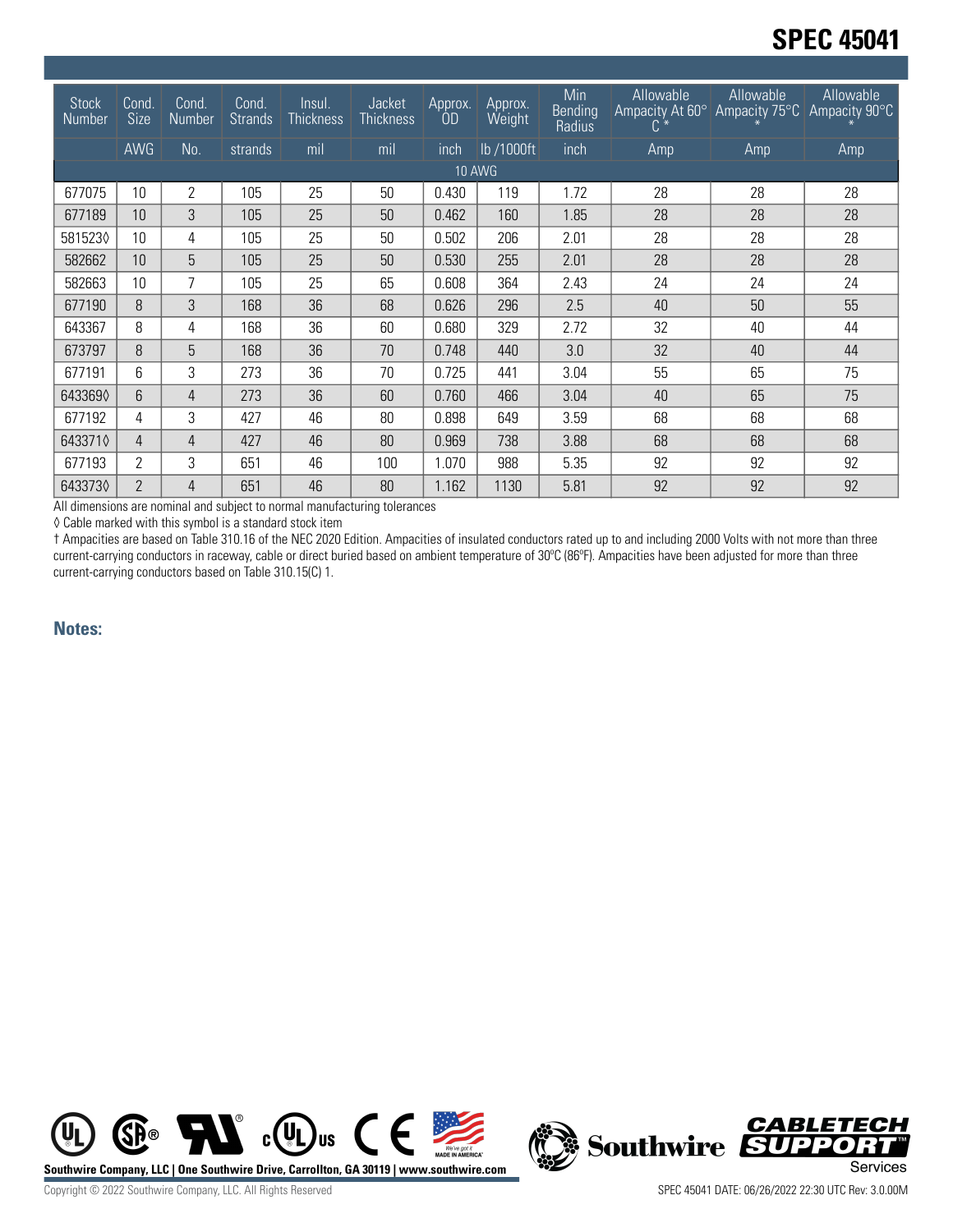# SPEC 45041

| Stock Number | Cond. Size | Cond. Number | Cond. Strands | Insul. Thickness | Jacket Thickness | Approx. OD | Approx. Weight | Min Bending Radius | Allowable Ampacity At 60° C * | Allowable Ampacity 75°C * | Allowable Ampacity 90°C * |
|---|---|---|---|---|---|---|---|---|---|---|---|
| | AWG | No. | strands | mil | mil | inch | lb /1000ft | inch | Amp | Amp | Amp |
| 10 AWG | | | | | | | | | | | |
| 677075 | 10 | 2 | 105 | 25 | 50 | 0.430 | 119 | 1.72 | 28 | 28 | 28 |
| 677189 | 10 | 3 | 105 | 25 | 50 | 0.462 | 160 | 1.85 | 28 | 28 | 28 |
| 581523◊ | 10 | 4 | 105 | 25 | 50 | 0.502 | 206 | 2.01 | 28 | 28 | 28 |
| 582662 | 10 | 5 | 105 | 25 | 50 | 0.530 | 255 | 2.01 | 28 | 28 | 28 |
| 582663 | 10 | 7 | 105 | 25 | 65 | 0.608 | 364 | 2.43 | 24 | 24 | 24 |
| 677190 | 8 | 3 | 168 | 36 | 68 | 0.626 | 296 | 2.5 | 40 | 50 | 55 |
| 643367 | 8 | 4 | 168 | 36 | 60 | 0.680 | 329 | 2.72 | 32 | 40 | 44 |
| 673797 | 8 | 5 | 168 | 36 | 70 | 0.748 | 440 | 3.0 | 32 | 40 | 44 |
| 677191 | 6 | 3 | 273 | 36 | 70 | 0.725 | 441 | 3.04 | 55 | 65 | 75 |
| 643369◊ | 6 | 4 | 273 | 36 | 60 | 0.760 | 466 | 3.04 | 40 | 65 | 75 |
| 677192 | 4 | 3 | 427 | 46 | 80 | 0.898 | 649 | 3.59 | 68 | 68 | 68 |
| 643371◊ | 4 | 4 | 427 | 46 | 80 | 0.969 | 738 | 3.88 | 68 | 68 | 68 |
| 677193 | 2 | 3 | 651 | 46 | 100 | 1.070 | 988 | 5.35 | 92 | 92 | 92 |
| 643373◊ | 2 | 4 | 651 | 46 | 80 | 1.162 | 1130 | 5.81 | 92 | 92 | 92 |

All dimensions are nominal and subject to normal manufacturing tolerances

◊ Cable marked with this symbol is a standard stock item

† Ampacities are based on Table 310.16 of the NEC 2020 Edition. Ampacities of insulated conductors rated up to and including 2000 Volts with not more than three current-carrying conductors in raceway, cable or direct buried based on ambient temperature of 30ºC (86ºF). Ampacities have been adjusted for more than three current-carrying conductors based on Table 310.15(C) 1.

## Notes:

Southwire Company, LLC | One Southwire Drive, Carrollton, GA 30119 | www.southwire.com

Copyright © 2022 Southwire Company, LLC. All Rights Reserved

SPEC 45041 DATE: 06/26/2022 22:30 UTC Rev: 3.0.00M